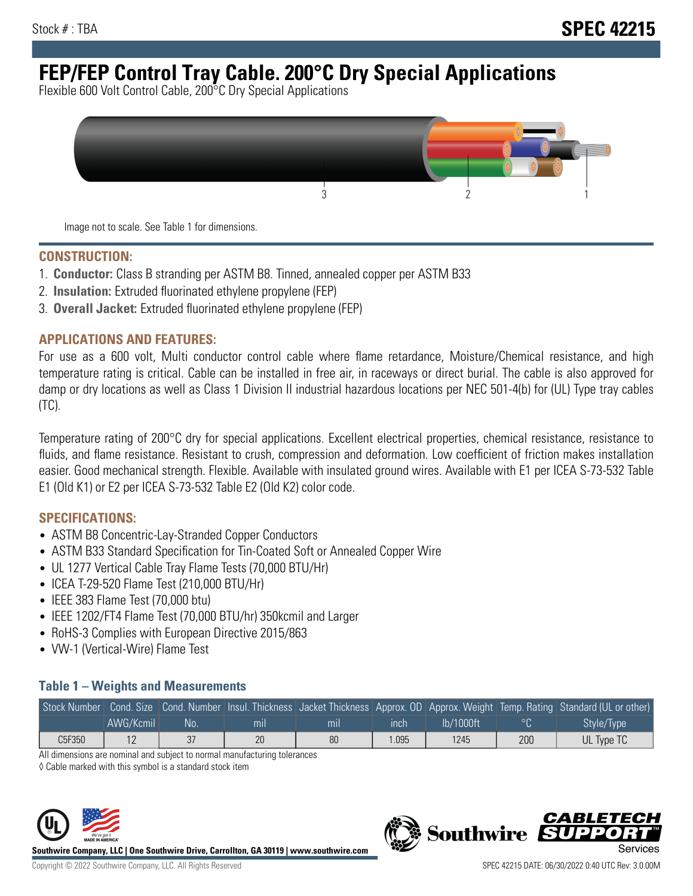Stock # : TBA

# SPEC 42215

# FEP/FEP Control Tray Cable. 200°C Dry Special Applications

Flexible 600 Volt Control Cable, 200°C Dry Special Applications

3 2 1

Image not to scale. See Table 1 for dimensions.

## CONSTRUCTION:

1. **Conductor:** Class B stranding per ASTM B8. Tinned, annealed copper per ASTM B33
2. **Insulation:** Extruded fluorinated ethylene propylene (FEP)
3. **Overall Jacket:** Extruded fluorinated ethylene propylene (FEP)

## APPLICATIONS AND FEATURES:

For use as a 600 volt, Multi conductor control cable where flame retardance, Moisture/Chemical resistance, and high temperature rating is critical. Cable can be installed in free air, in raceways or direct burial. The cable is also approved for damp or dry locations as well as Class 1 Division II industrial hazardous locations per NEC 501-4(b) for (UL) Type tray cables (TC).

Temperature rating of 200°C dry for special applications. Excellent electrical properties, chemical resistance, resistance to fluids, and flame resistance. Resistant to crush, compression and deformation. Low coefficient of friction makes installation easier. Good mechanical strength. Flexible. Available with insulated ground wires. Available with E1 per ICEA S-73-532 Table E1 (Old K1) or E2 per ICEA S-73-532 Table E2 (Old K2) color code.

## SPECIFICATIONS:

- ASTM B8 Concentric-Lay-Stranded Copper Conductors
- ASTM B33 Standard Specification for Tin-Coated Soft or Annealed Copper Wire
- UL 1277 Vertical Cable Tray Flame Tests (70,000 BTU/Hr)
- ICEA T-29-520 Flame Test (210,000 BTU/Hr)
- IEEE 383 Flame Test (70,000 btu)
- IEEE 1202/FT4 Flame Test (70,000 BTU/hr) 350kcmil and Larger
- RoHS-3 Complies with European Directive 2015/863
- VW-1 (Vertical-Wire) Flame Test

### Table 1 – Weights and Measurements

| Stock Number | Cond. Size | Cond. Number | Insul. Thickness | Jacket Thickness | Approx. OD | Approx. Weight | Temp. Rating | Standard (UL or other) |
|---|---|---|---|---|---|---|---|---|
| | AWG/Kcmil | No. | mil | mil | inch | lb/1000ft | °C | Style/Type |
| C5F350 | 12 | 37 | 20 | 80 | 1.095 | 1245 | 200 | UL Type TC |

All dimensions are nominal and subject to normal manufacturing tolerances

◊ Cable marked with this symbol is a standard stock item

Southwire Company, LLC | One Southwire Drive, Carrollton, GA 30119 | www.southwire.com

Copyright © 2022 Southwire Company, LLC. All Rights Reserved

SPEC 42215 DATE: 06/30/2022 0:40 UTC Rev: 3.0.00M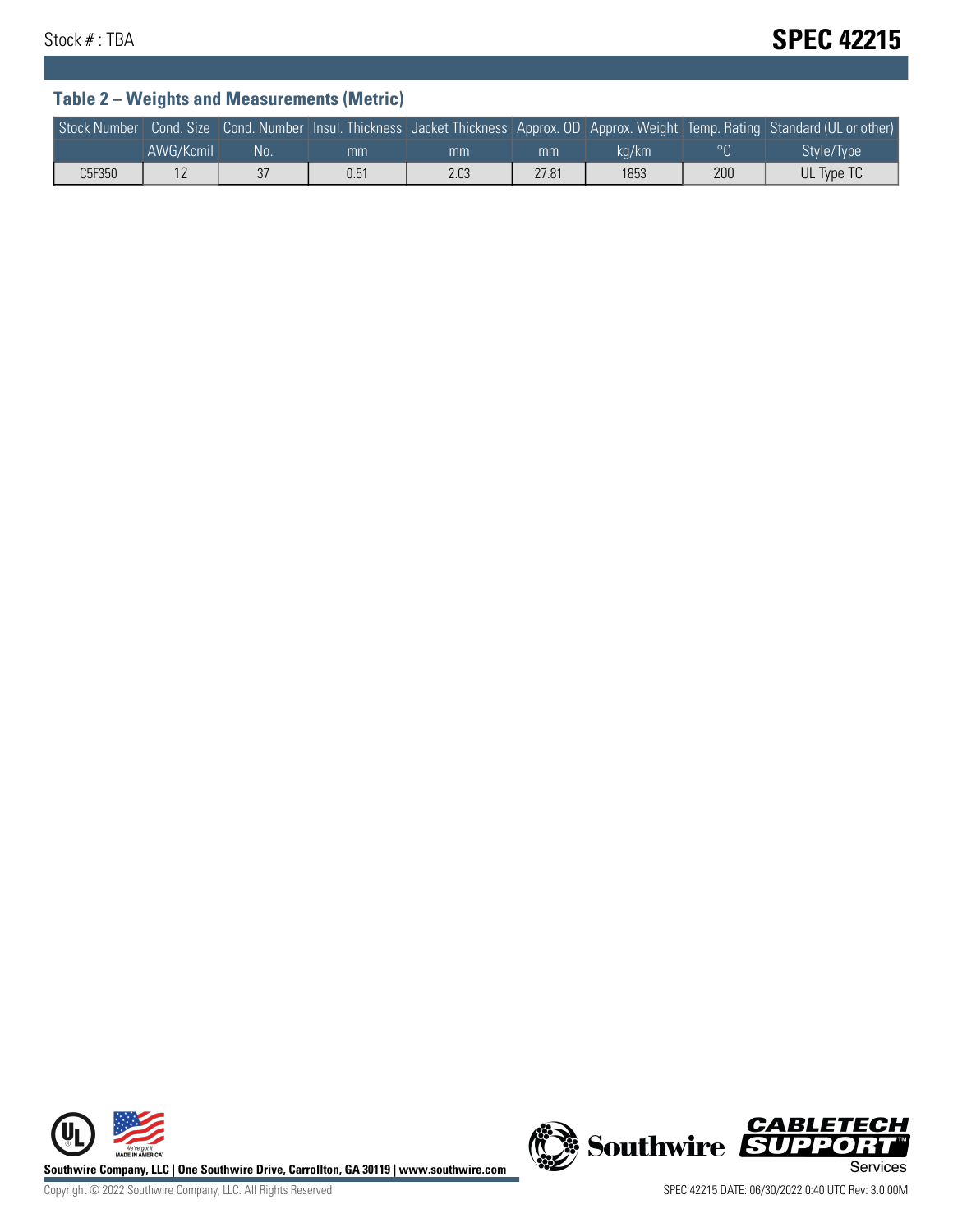### Table 2 – Weights and Measurements (Metric)

| Stock Number | Cond. Size | Cond. Number | Insul. Thickness | Jacket Thickness | Approx. OD | Approx. Weight | Temp. Rating | Standard (UL or other) |
|---|---|---|---|---|---|---|---|---|
| | AWG/Kcmil | No. | mm | mm | mm | kg/km | °C | Style/Type |
| C5F350 | 12 | 37 | 0.51 | 2.03 | 27.81 | 1853 | 200 | UL Type TC |

Southwire Company, LLC | One Southwire Drive, Carrollton, GA 30119 | www.southwire.com

Copyright © 2022 Southwire Company, LLC. All Rights Reserved

SPEC 42215 DATE: 06/30/2022 0:40 UTC Rev: 3.0.00M